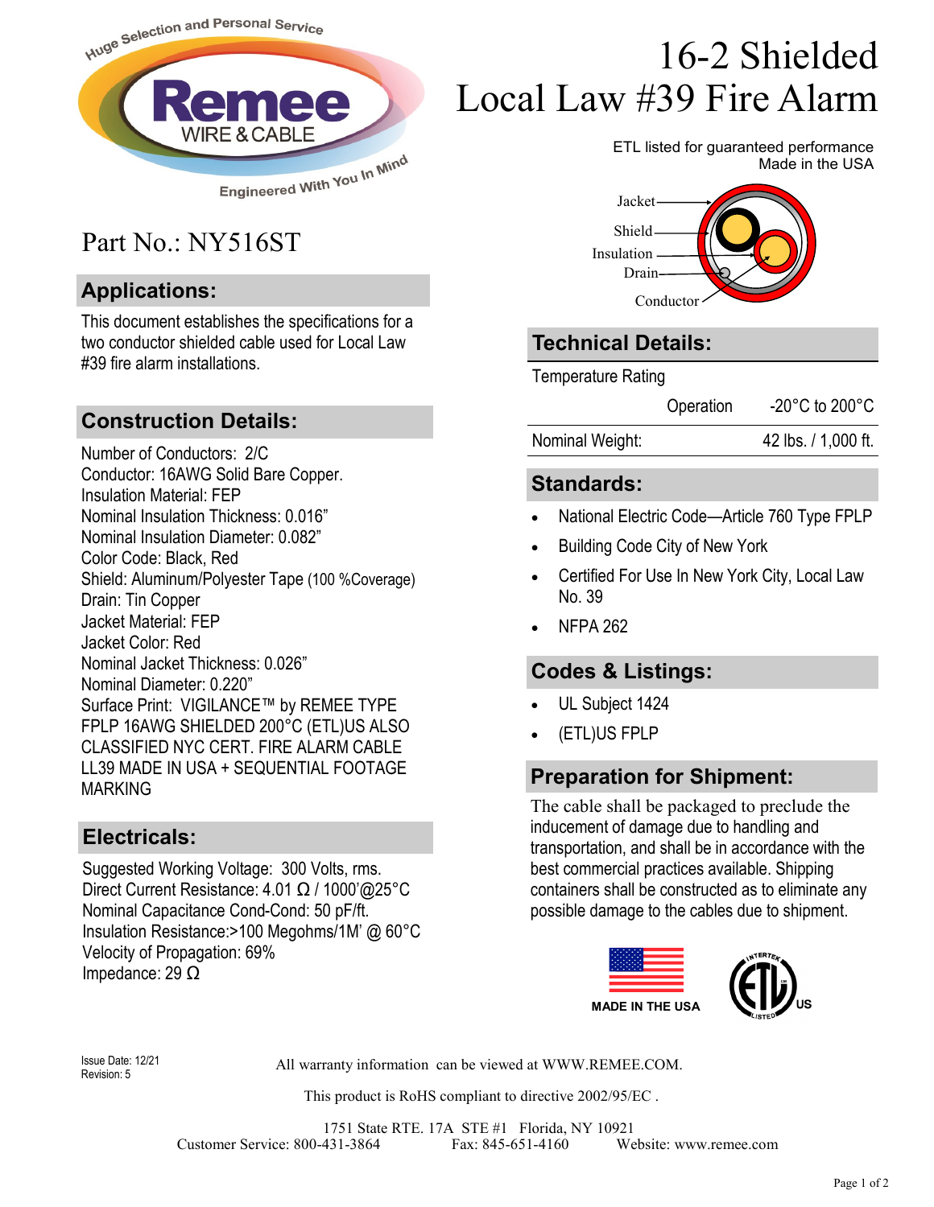# 16-2 Shielded Local Law #39 Fire Alarm

ETL listed for guaranteed performance
Made in the USA

Huge Selection and Personal Service
Remee WIRE & CABLE
Engineered With You In Mind

## Part No.: NY516ST

## Applications:

This document establishes the specifications for a two conductor shielded cable used for Local Law #39 fire alarm installations.

## Construction Details:

Number of Conductors: 2/C
Conductor: 16AWG Solid Bare Copper.
Insulation Material: FEP
Nominal Insulation Thickness: 0.016"
Nominal Insulation Diameter: 0.082"
Color Code: Black, Red
Shield: Aluminum/Polyester Tape (100 %Coverage)
Drain: Tin Copper
Jacket Material: FEP
Jacket Color: Red
Nominal Jacket Thickness: 0.026"
Nominal Diameter: 0.220"
Surface Print: VIGILANCE™ by REMEE TYPE FPLP 16AWG SHIELDED 200°C (ETL)US ALSO CLASSIFIED NYC CERT. FIRE ALARM CABLE LL39 MADE IN USA + SEQUENTIAL FOOTAGE MARKING

## Electricals:

Suggested Working Voltage: 300 Volts, rms.
Direct Current Resistance: 4.01 Ω / 1000'@25°C
Nominal Capacitance Cond-Cond: 50 pF/ft.
Insulation Resistance:>100 Megohms/1M' @ 60°C
Velocity of Propagation: 69%
Impedance: 29 Ω

Jacket, Shield, Insulation, Drain, Conductor

## Technical Details:

| Temperature Rating | |
|---|---|
| Operation | -20°C to 200°C |
| Nominal Weight: | 42 lbs. / 1,000 ft. |

## Standards:

- National Electric Code—Article 760 Type FPLP
- Building Code City of New York
- Certified For Use In New York City, Local Law No. 39
- NFPA 262

## Codes & Listings:

- UL Subject 1424
- (ETL)US FPLP

## Preparation for Shipment:

The cable shall be packaged to preclude the inducement of damage due to handling and transportation, and shall be in accordance with the best commercial practices available. Shipping containers shall be constructed as to eliminate any possible damage to the cables due to shipment.

MADE IN THE USA

Intertek ETL Listed US

Issue Date: 12/21
Revision: 5

All warranty information can be viewed at WWW.REMEE.COM.

This product is RoHS compliant to directive 2002/95/EC .

1751 State RTE. 17A STE #1 Florida, NY 10921
Customer Service: 800-431-3864 Fax: 845-651-4160 Website: www.remee.com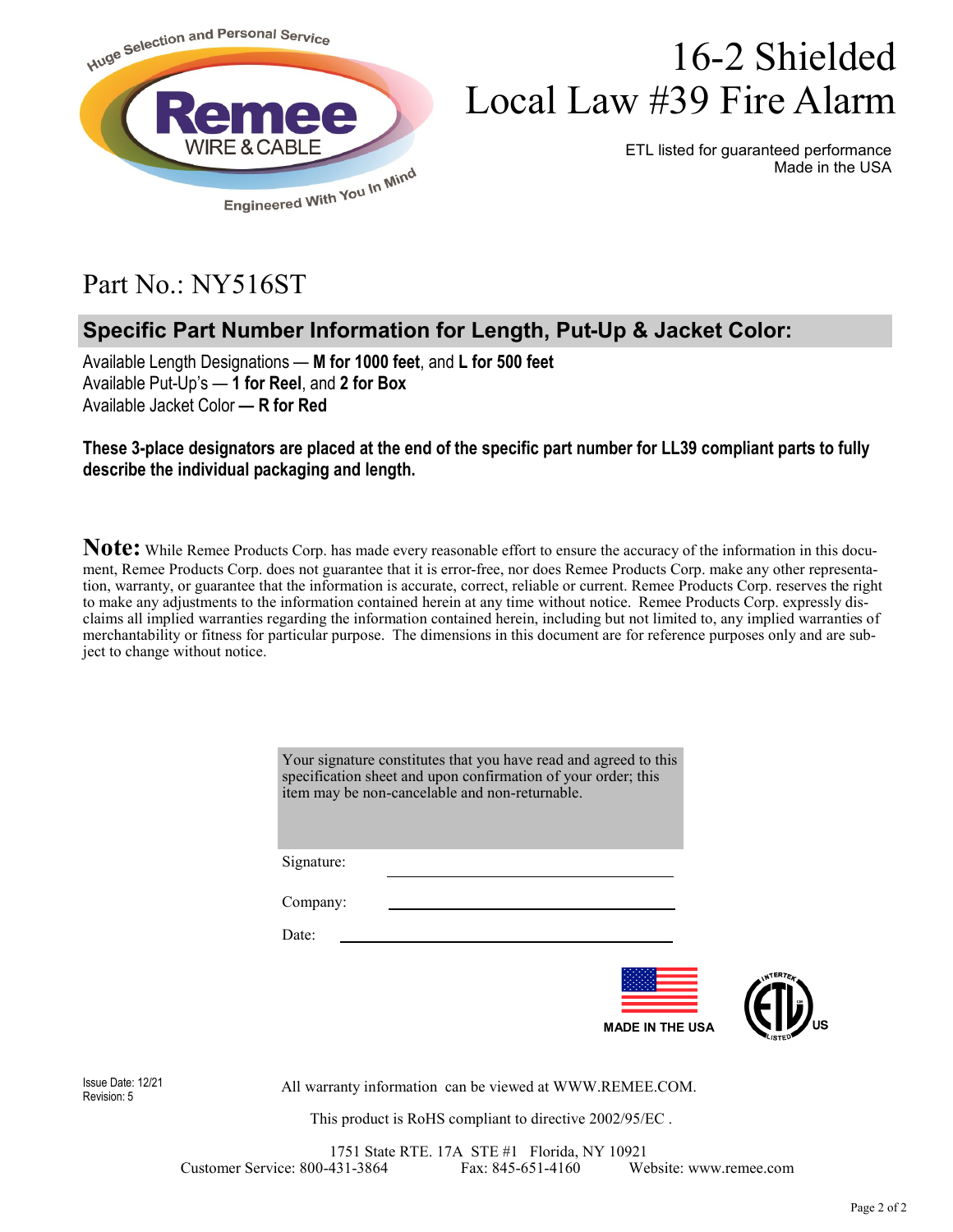# 16-2 Shielded Local Law #39 Fire Alarm

ETL listed for guaranteed performance
Made in the USA

## Part No.: NY516ST

### Specific Part Number Information for Length, Put-Up & Jacket Color:

Available Length Designations — **M for 1000 feet**, and **L for 500 feet**
Available Put-Up's — **1 for Reel**, and **2 for Box**
Available Jacket Color **— R for Red**

**These 3-place designators are placed at the end of the specific part number for LL39 compliant parts to fully describe the individual packaging and length.**

**Note:** While Remee Products Corp. has made every reasonable effort to ensure the accuracy of the information in this document, Remee Products Corp. does not guarantee that it is error-free, nor does Remee Products Corp. make any other representation, warranty, or guarantee that the information is accurate, correct, reliable or current. Remee Products Corp. reserves the right to make any adjustments to the information contained herein at any time without notice. Remee Products Corp. expressly disclaims all implied warranties regarding the information contained herein, including but not limited to, any implied warranties of merchantability or fitness for particular purpose. The dimensions in this document are for reference purposes only and are subject to change without notice.

Your signature constitutes that you have read and agreed to this specification sheet and upon confirmation of your order; this item may be non-cancelable and non-returnable.

Signature: ____________________

Company: ____________________

Date: ____________________

MADE IN THE USA

Issue Date: 12/21
Revision: 5

All warranty information can be viewed at WWW.REMEE.COM.

This product is RoHS compliant to directive 2002/95/EC .

1751 State RTE. 17A STE #1 Florida, NY 10921
Customer Service: 800-431-3864 Fax: 845-651-4160 Website: www.remee.com